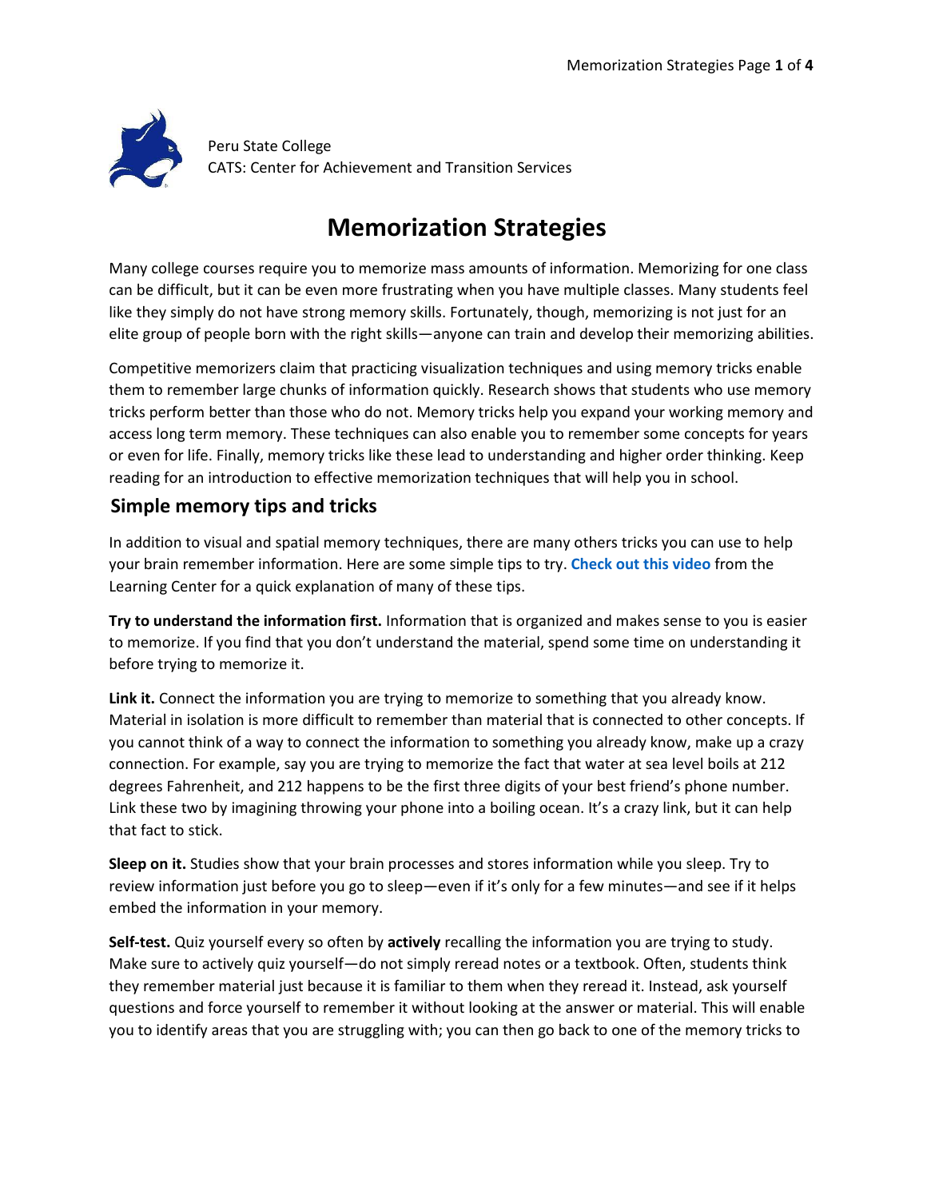Peru State College
CATS: Center for Achievement and Transition Services

# Memorization Strategies

Many college courses require you to memorize mass amounts of information. Memorizing for one class can be difficult, but it can be even more frustrating when you have multiple classes. Many students feel like they simply do not have strong memory skills. Fortunately, though, memorizing is not just for an elite group of people born with the right skills—anyone can train and develop their memorizing abilities.

Competitive memorizers claim that practicing visualization techniques and using memory tricks enable them to remember large chunks of information quickly. Research shows that students who use memory tricks perform better than those who do not. Memory tricks help you expand your working memory and access long term memory. These techniques can also enable you to remember some concepts for years or even for life. Finally, memory tricks like these lead to understanding and higher order thinking. Keep reading for an introduction to effective memorization techniques that will help you in school.

## Simple memory tips and tricks

In addition to visual and spatial memory techniques, there are many others tricks you can use to help your brain remember information. Here are some simple tips to try. **Check out this video** from the Learning Center for a quick explanation of many of these tips.

**Try to understand the information first.** Information that is organized and makes sense to you is easier to memorize. If you find that you don't understand the material, spend some time on understanding it before trying to memorize it.

**Link it.** Connect the information you are trying to memorize to something that you already know. Material in isolation is more difficult to remember than material that is connected to other concepts. If you cannot think of a way to connect the information to something you already know, make up a crazy connection. For example, say you are trying to memorize the fact that water at sea level boils at 212 degrees Fahrenheit, and 212 happens to be the first three digits of your best friend's phone number. Link these two by imagining throwing your phone into a boiling ocean. It's a crazy link, but it can help that fact to stick.

**Sleep on it.** Studies show that your brain processes and stores information while you sleep. Try to review information just before you go to sleep—even if it's only for a few minutes—and see if it helps embed the information in your memory.

**Self-test.** Quiz yourself every so often by **actively** recalling the information you are trying to study. Make sure to actively quiz yourself—do not simply reread notes or a textbook. Often, students think they remember material just because it is familiar to them when they reread it. Instead, ask yourself questions and force yourself to remember it without looking at the answer or material. This will enable you to identify areas that you are struggling with; you can then go back to one of the memory tricks to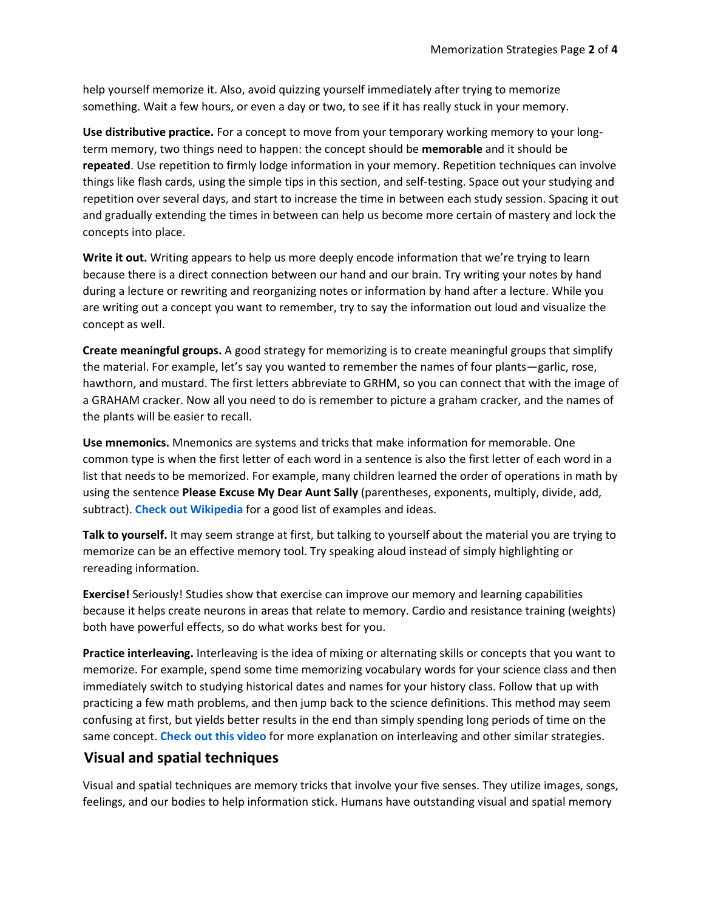help yourself memorize it. Also, avoid quizzing yourself immediately after trying to memorize something. Wait a few hours, or even a day or two, to see if it has really stuck in your memory.

**Use distributive practice.** For a concept to move from your temporary working memory to your long-term memory, two things need to happen: the concept should be **memorable** and it should be **repeated**. Use repetition to firmly lodge information in your memory. Repetition techniques can involve things like flash cards, using the simple tips in this section, and self-testing. Space out your studying and repetition over several days, and start to increase the time in between each study session. Spacing it out and gradually extending the times in between can help us become more certain of mastery and lock the concepts into place.

**Write it out.** Writing appears to help us more deeply encode information that we're trying to learn because there is a direct connection between our hand and our brain. Try writing your notes by hand during a lecture or rewriting and reorganizing notes or information by hand after a lecture. While you are writing out a concept you want to remember, try to say the information out loud and visualize the concept as well.

**Create meaningful groups.** A good strategy for memorizing is to create meaningful groups that simplify the material. For example, let's say you wanted to remember the names of four plants—garlic, rose, hawthorn, and mustard. The first letters abbreviate to GRHM, so you can connect that with the image of a GRAHAM cracker. Now all you need to do is remember to picture a graham cracker, and the names of the plants will be easier to recall.

**Use mnemonics.** Mnemonics are systems and tricks that make information for memorable. One common type is when the first letter of each word in a sentence is also the first letter of each word in a list that needs to be memorized. For example, many children learned the order of operations in math by using the sentence **Please Excuse My Dear Aunt Sally** (parentheses, exponents, multiply, divide, add, subtract). **Check out Wikipedia** for a good list of examples and ideas.

**Talk to yourself.** It may seem strange at first, but talking to yourself about the material you are trying to memorize can be an effective memory tool. Try speaking aloud instead of simply highlighting or rereading information.

**Exercise!** Seriously! Studies show that exercise can improve our memory and learning capabilities because it helps create neurons in areas that relate to memory. Cardio and resistance training (weights) both have powerful effects, so do what works best for you.

**Practice interleaving.** Interleaving is the idea of mixing or alternating skills or concepts that you want to memorize. For example, spend some time memorizing vocabulary words for your science class and then immediately switch to studying historical dates and names for your history class. Follow that up with practicing a few math problems, and then jump back to the science definitions. This method may seem confusing at first, but yields better results in the end than simply spending long periods of time on the same concept. **Check out this video** for more explanation on interleaving and other similar strategies.

## Visual and spatial techniques

Visual and spatial techniques are memory tricks that involve your five senses. They utilize images, songs, feelings, and our bodies to help information stick. Humans have outstanding visual and spatial memory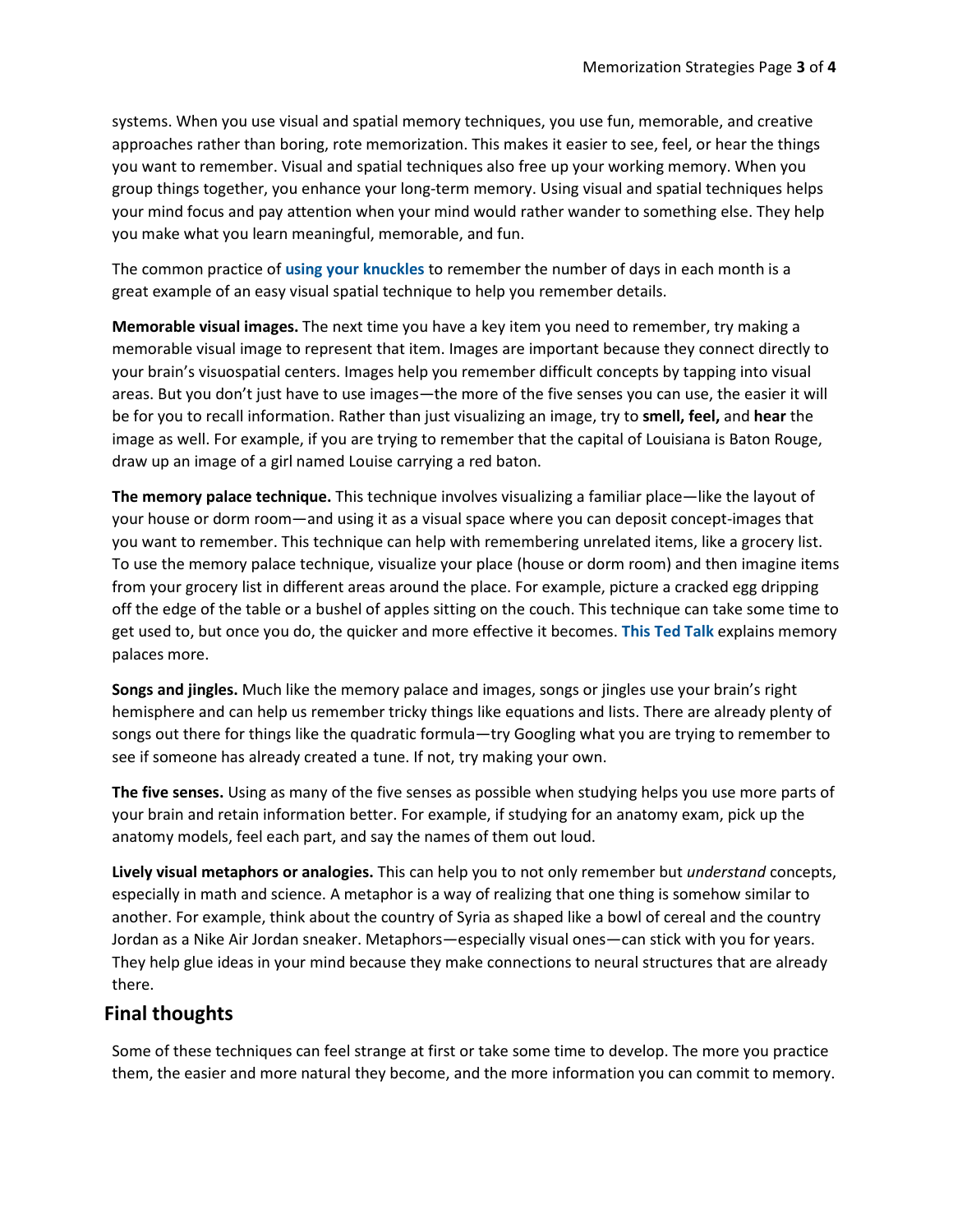systems. When you use visual and spatial memory techniques, you use fun, memorable, and creative approaches rather than boring, rote memorization. This makes it easier to see, feel, or hear the things you want to remember. Visual and spatial techniques also free up your working memory. When you group things together, you enhance your long-term memory. Using visual and spatial techniques helps your mind focus and pay attention when your mind would rather wander to something else. They help you make what you learn meaningful, memorable, and fun.

The common practice of **using your knuckles** to remember the number of days in each month is a great example of an easy visual spatial technique to help you remember details.

**Memorable visual images.** The next time you have a key item you need to remember, try making a memorable visual image to represent that item. Images are important because they connect directly to your brain's visuospatial centers. Images help you remember difficult concepts by tapping into visual areas. But you don't just have to use images—the more of the five senses you can use, the easier it will be for you to recall information. Rather than just visualizing an image, try to **smell, feel,** and **hear** the image as well. For example, if you are trying to remember that the capital of Louisiana is Baton Rouge, draw up an image of a girl named Louise carrying a red baton.

**The memory palace technique.** This technique involves visualizing a familiar place—like the layout of your house or dorm room—and using it as a visual space where you can deposit concept-images that you want to remember. This technique can help with remembering unrelated items, like a grocery list. To use the memory palace technique, visualize your place (house or dorm room) and then imagine items from your grocery list in different areas around the place. For example, picture a cracked egg dripping off the edge of the table or a bushel of apples sitting on the couch. This technique can take some time to get used to, but once you do, the quicker and more effective it becomes. **This Ted Talk** explains memory palaces more.

**Songs and jingles.** Much like the memory palace and images, songs or jingles use your brain's right hemisphere and can help us remember tricky things like equations and lists. There are already plenty of songs out there for things like the quadratic formula—try Googling what you are trying to remember to see if someone has already created a tune. If not, try making your own.

**The five senses.** Using as many of the five senses as possible when studying helps you use more parts of your brain and retain information better. For example, if studying for an anatomy exam, pick up the anatomy models, feel each part, and say the names of them out loud.

**Lively visual metaphors or analogies.** This can help you to not only remember but *understand* concepts, especially in math and science. A metaphor is a way of realizing that one thing is somehow similar to another. For example, think about the country of Syria as shaped like a bowl of cereal and the country Jordan as a Nike Air Jordan sneaker. Metaphors—especially visual ones—can stick with you for years. They help glue ideas in your mind because they make connections to neural structures that are already there.

## Final thoughts

Some of these techniques can feel strange at first or take some time to develop. The more you practice them, the easier and more natural they become, and the more information you can commit to memory.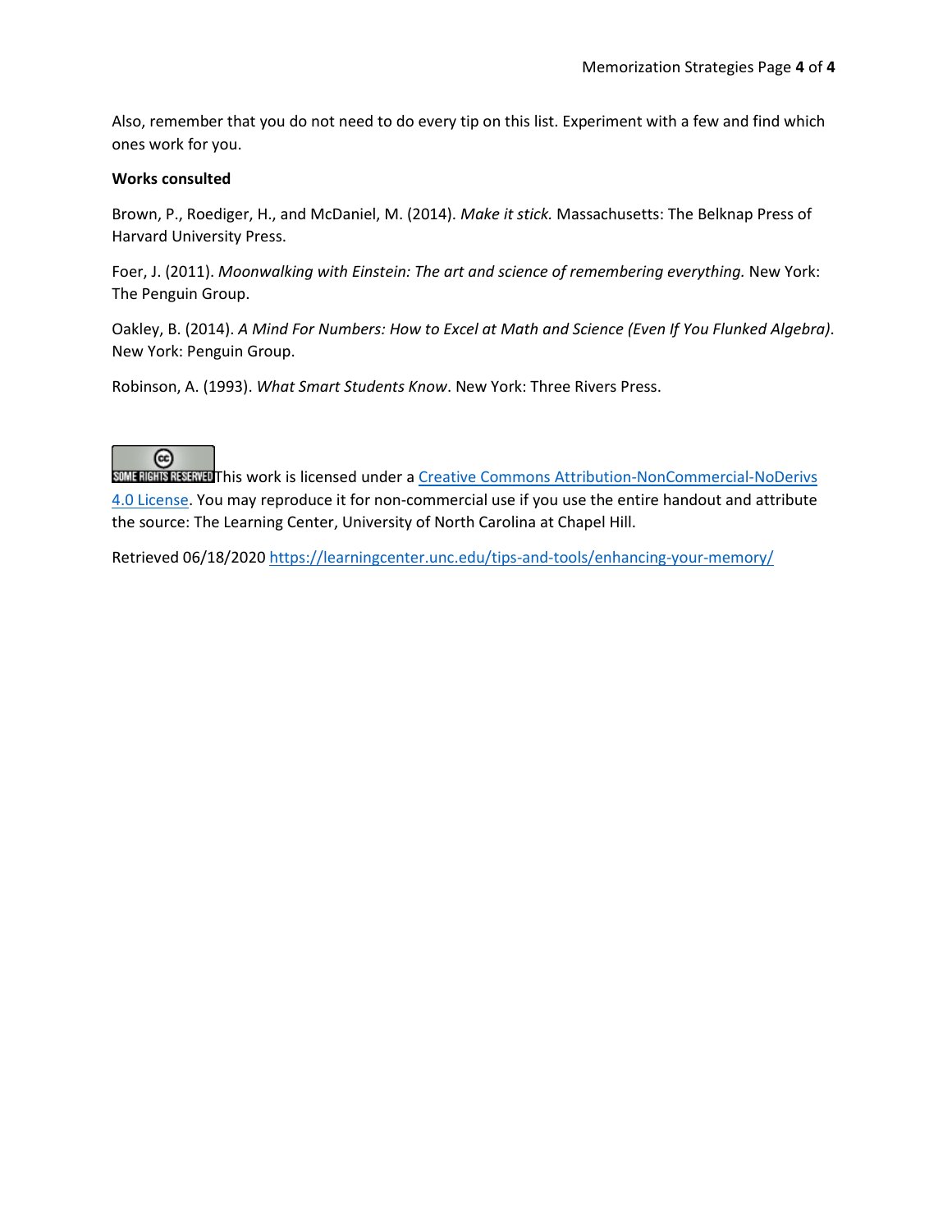Also, remember that you do not need to do every tip on this list. Experiment with a few and find which ones work for you.

**Works consulted**

Brown, P., Roediger, H., and McDaniel, M. (2014). *Make it stick.* Massachusetts: The Belknap Press of Harvard University Press.

Foer, J. (2011). *Moonwalking with Einstein: The art and science of remembering everything.* New York: The Penguin Group.

Oakley, B. (2014). *A Mind For Numbers: How to Excel at Math and Science (Even If You Flunked Algebra)*. New York: Penguin Group.

Robinson, A. (1993). *What Smart Students Know*. New York: Three Rivers Press.

SOME RIGHTS RESERVED This work is licensed under a [Creative Commons Attribution-NonCommercial-NoDerivs 4.0 License](). You may reproduce it for non-commercial use if you use the entire handout and attribute the source: The Learning Center, University of North Carolina at Chapel Hill.

Retrieved 06/18/2020 https://learningcenter.unc.edu/tips-and-tools/enhancing-your-memory/